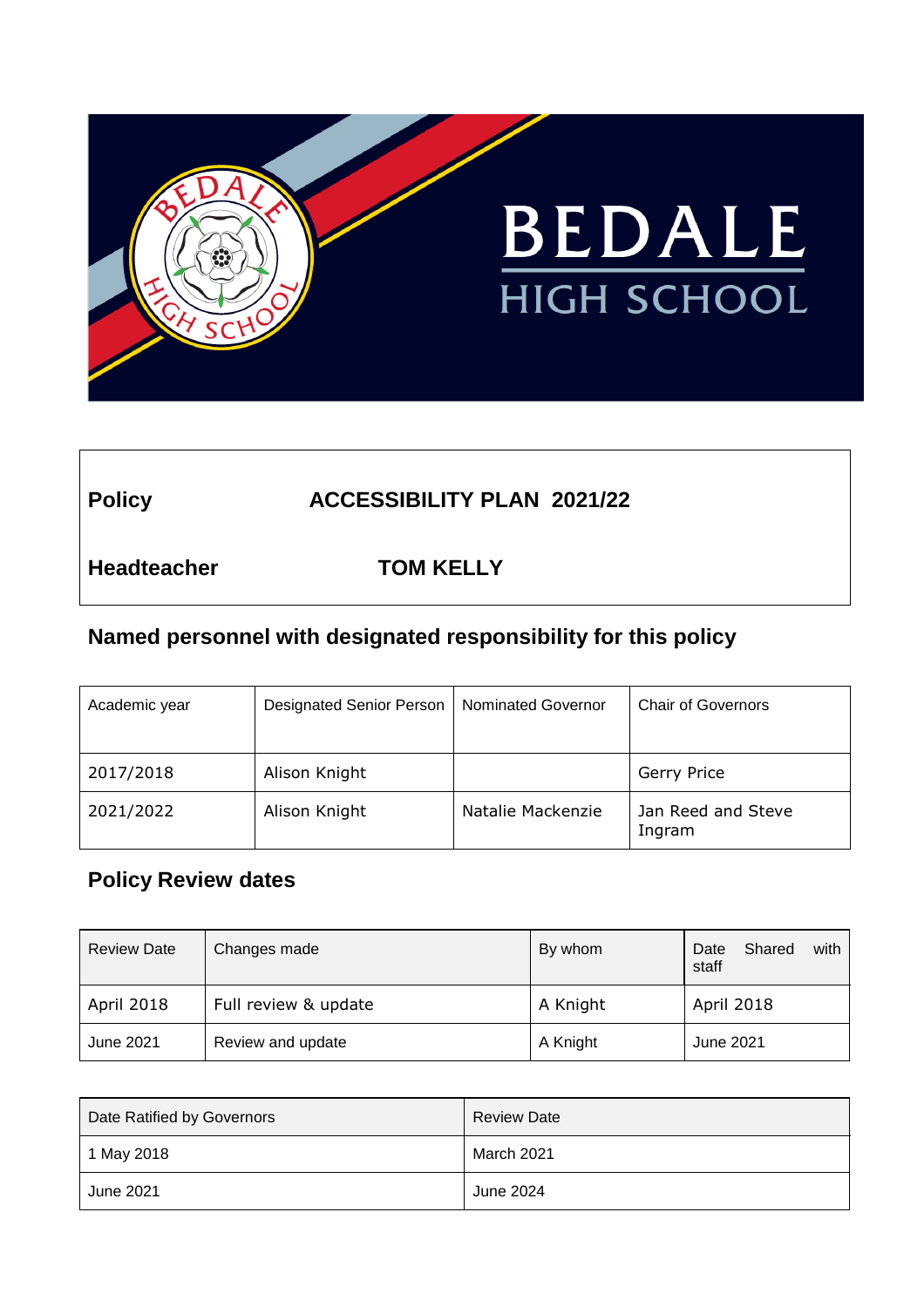BEDALE HIGH SCHOOL

| **Policy** | **ACCESSIBILITY PLAN 2021/22** |
|---|---|
| **Headteacher** | **TOM KELLY** |

## Named personnel with designated responsibility for this policy

| Academic year | Designated Senior Person | Nominated Governor | Chair of Governors |
|---|---|---|---|
| 2017/2018 | Alison Knight | | Gerry Price |
| 2021/2022 | Alison Knight | Natalie Mackenzie | Jan Reed and Steve Ingram |

## Policy Review dates

| Review Date | Changes made | By whom | Date Shared with staff |
|---|---|---|---|
| April 2018 | Full review & update | A Knight | April 2018 |
| June 2021 | Review and update | A Knight | June 2021 |

| Date Ratified by Governors | Review Date |
|---|---|
| 1 May 2018 | March 2021 |
| June 2021 | June 2024 |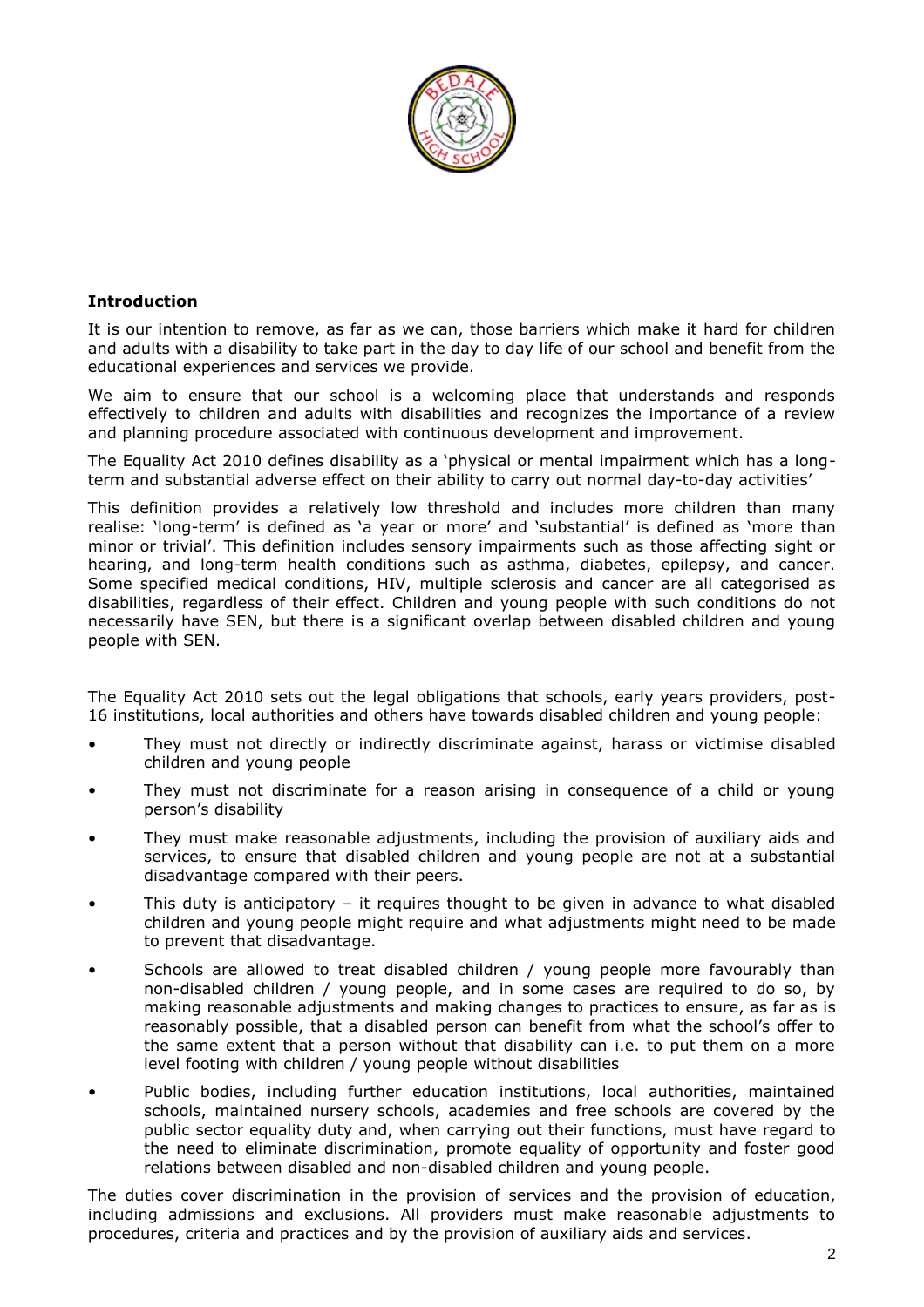## Introduction

It is our intention to remove, as far as we can, those barriers which make it hard for children and adults with a disability to take part in the day to day life of our school and benefit from the educational experiences and services we provide.

We aim to ensure that our school is a welcoming place that understands and responds effectively to children and adults with disabilities and recognizes the importance of a review and planning procedure associated with continuous development and improvement.

The Equality Act 2010 defines disability as a 'physical or mental impairment which has a long-term and substantial adverse effect on their ability to carry out normal day-to-day activities'

This definition provides a relatively low threshold and includes more children than many realise: 'long-term' is defined as 'a year or more' and 'substantial' is defined as 'more than minor or trivial'. This definition includes sensory impairments such as those affecting sight or hearing, and long-term health conditions such as asthma, diabetes, epilepsy, and cancer. Some specified medical conditions, HIV, multiple sclerosis and cancer are all categorised as disabilities, regardless of their effect. Children and young people with such conditions do not necessarily have SEN, but there is a significant overlap between disabled children and young people with SEN.

The Equality Act 2010 sets out the legal obligations that schools, early years providers, post-16 institutions, local authorities and others have towards disabled children and young people:

- They must not directly or indirectly discriminate against, harass or victimise disabled children and young people
- They must not discriminate for a reason arising in consequence of a child or young person's disability
- They must make reasonable adjustments, including the provision of auxiliary aids and services, to ensure that disabled children and young people are not at a substantial disadvantage compared with their peers.
- This duty is anticipatory – it requires thought to be given in advance to what disabled children and young people might require and what adjustments might need to be made to prevent that disadvantage.
- Schools are allowed to treat disabled children / young people more favourably than non-disabled children / young people, and in some cases are required to do so, by making reasonable adjustments and making changes to practices to ensure, as far as is reasonably possible, that a disabled person can benefit from what the school's offer to the same extent that a person without that disability can i.e. to put them on a more level footing with children / young people without disabilities
- Public bodies, including further education institutions, local authorities, maintained schools, maintained nursery schools, academies and free schools are covered by the public sector equality duty and, when carrying out their functions, must have regard to the need to eliminate discrimination, promote equality of opportunity and foster good relations between disabled and non-disabled children and young people.

The duties cover discrimination in the provision of services and the provision of education, including admissions and exclusions. All providers must make reasonable adjustments to procedures, criteria and practices and by the provision of auxiliary aids and services.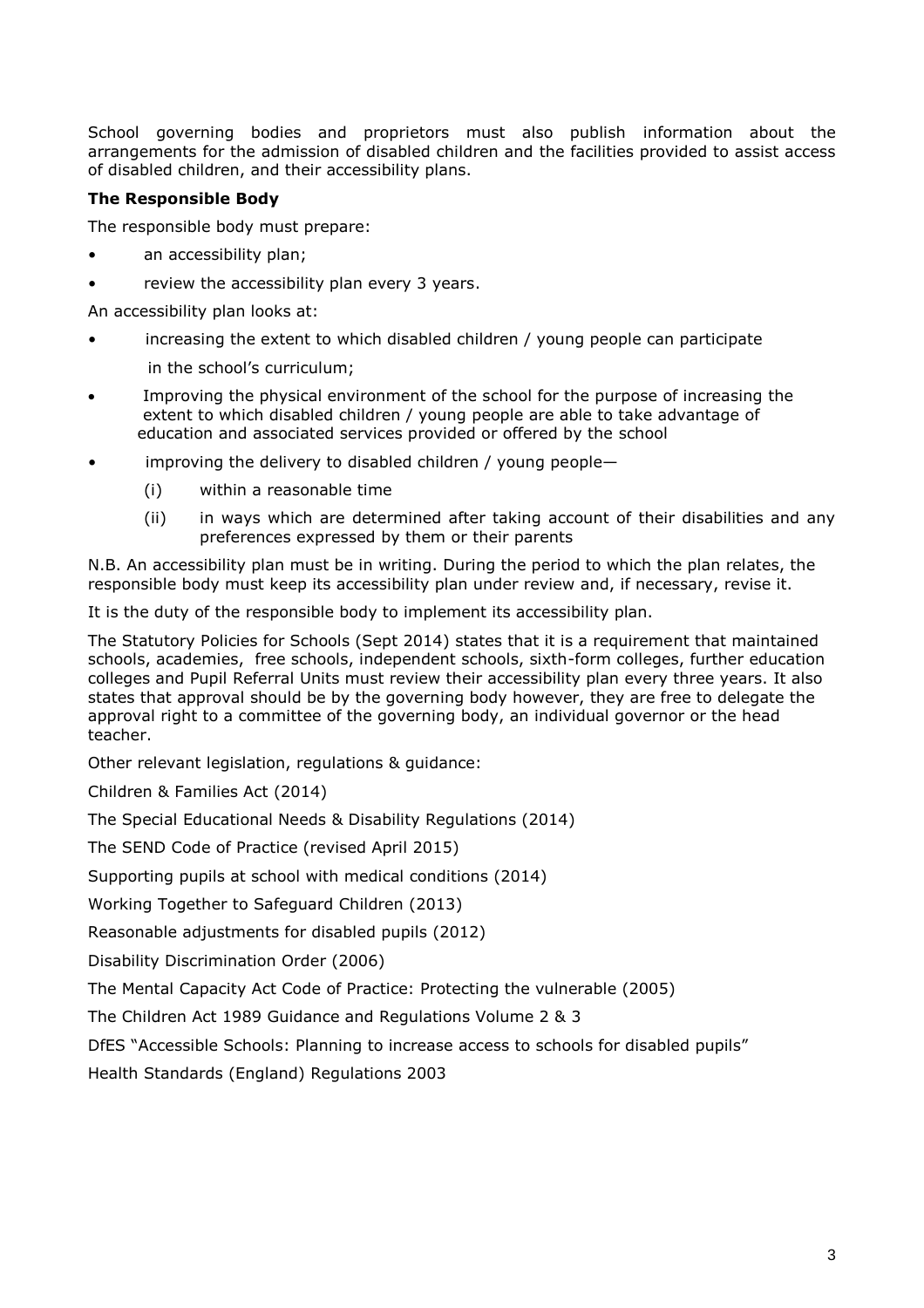School governing bodies and proprietors must also publish information about the arrangements for the admission of disabled children and the facilities provided to assist access of disabled children, and their accessibility plans.

**The Responsible Body**

The responsible body must prepare:

- an accessibility plan;
- review the accessibility plan every 3 years.

An accessibility plan looks at:

- increasing the extent to which disabled children / young people can participate in the school's curriculum;
- Improving the physical environment of the school for the purpose of increasing the extent to which disabled children / young people are able to take advantage of education and associated services provided or offered by the school
- improving the delivery to disabled children / young people—
  - (i) within a reasonable time
  - (ii) in ways which are determined after taking account of their disabilities and any preferences expressed by them or their parents

N.B. An accessibility plan must be in writing. During the period to which the plan relates, the responsible body must keep its accessibility plan under review and, if necessary, revise it.

It is the duty of the responsible body to implement its accessibility plan.

The Statutory Policies for Schools (Sept 2014) states that it is a requirement that maintained schools, academies, free schools, independent schools, sixth-form colleges, further education colleges and Pupil Referral Units must review their accessibility plan every three years. It also states that approval should be by the governing body however, they are free to delegate the approval right to a committee of the governing body, an individual governor or the head teacher.

Other relevant legislation, regulations & guidance:

Children & Families Act (2014)

The Special Educational Needs & Disability Regulations (2014)

The SEND Code of Practice (revised April 2015)

Supporting pupils at school with medical conditions (2014)

Working Together to Safeguard Children (2013)

Reasonable adjustments for disabled pupils (2012)

Disability Discrimination Order (2006)

The Mental Capacity Act Code of Practice: Protecting the vulnerable (2005)

The Children Act 1989 Guidance and Regulations Volume 2 & 3

DfES "Accessible Schools: Planning to increase access to schools for disabled pupils"

Health Standards (England) Regulations 2003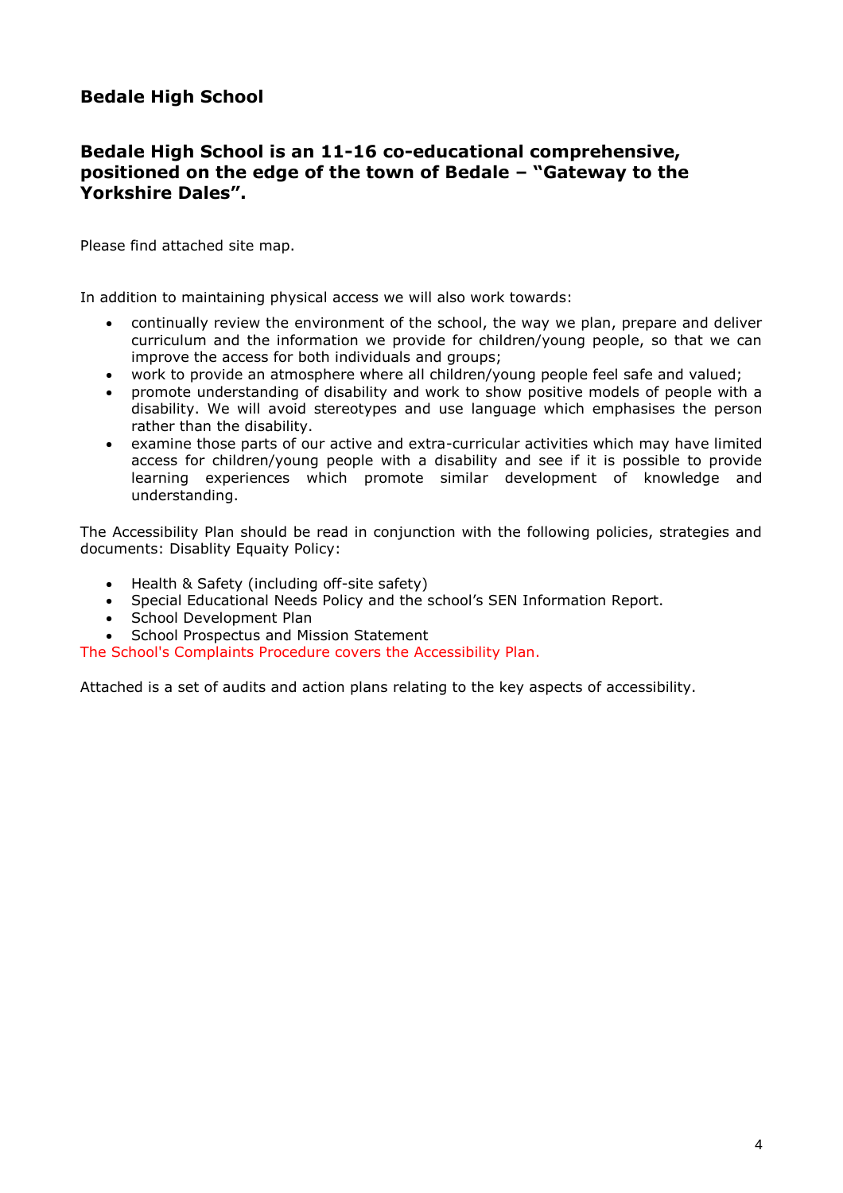## Bedale High School

### Bedale High School is an 11-16 co-educational comprehensive, positioned on the edge of the town of Bedale – "Gateway to the Yorkshire Dales".

Please find attached site map.

In addition to maintaining physical access we will also work towards:

- continually review the environment of the school, the way we plan, prepare and deliver curriculum and the information we provide for children/young people, so that we can improve the access for both individuals and groups;
- work to provide an atmosphere where all children/young people feel safe and valued;
- promote understanding of disability and work to show positive models of people with a disability. We will avoid stereotypes and use language which emphasises the person rather than the disability.
- examine those parts of our active and extra-curricular activities which may have limited access for children/young people with a disability and see if it is possible to provide learning experiences which promote similar development of knowledge and understanding.

The Accessibility Plan should be read in conjunction with the following policies, strategies and documents: Disablity Equaity Policy:

- Health & Safety (including off-site safety)
- Special Educational Needs Policy and the school's SEN Information Report.
- School Development Plan
- School Prospectus and Mission Statement

The School's Complaints Procedure covers the Accessibility Plan.

Attached is a set of audits and action plans relating to the key aspects of accessibility.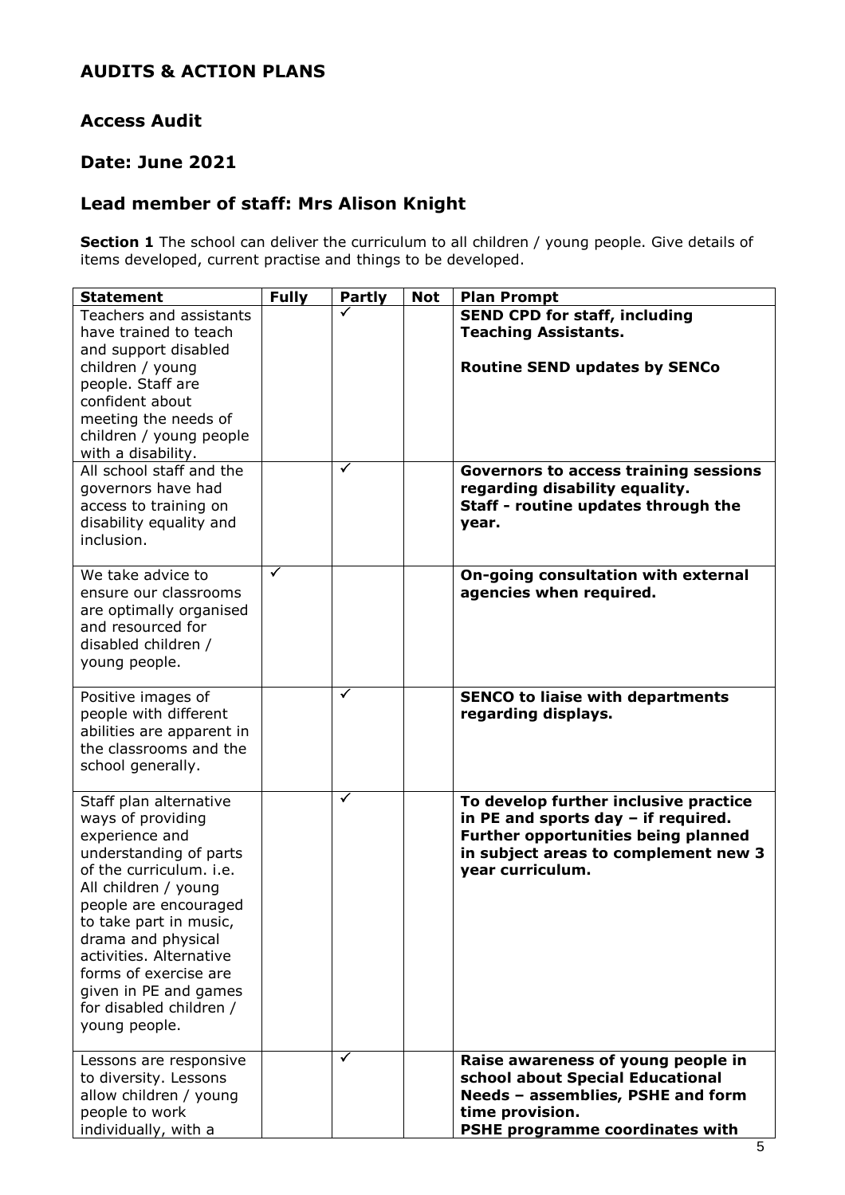## AUDITS & ACTION PLANS

## Access Audit

## Date: June 2021

## Lead member of staff: Mrs Alison Knight

**Section 1** The school can deliver the curriculum to all children / young people. Give details of items developed, current practise and things to be developed.

| Statement | Fully | Partly | Not | Plan Prompt |
|---|---|---|---|---|
| Teachers and assistants have trained to teach and support disabled children / young people. Staff are confident about meeting the needs of children / young people with a disability. | | ✓ | | **SEND CPD for staff, including Teaching Assistants.** <br><br> **Routine SEND updates by SENCo** |
| All school staff and the governors have had access to training on disability equality and inclusion. | | ✓ | | **Governors to access training sessions regarding disability equality.** <br> **Staff - routine updates through the year.** |
| We take advice to ensure our classrooms are optimally organised and resourced for disabled children / young people. | ✓ | | | **On-going consultation with external agencies when required.** |
| Positive images of people with different abilities are apparent in the classrooms and the school generally. | | ✓ | | **SENCO to liaise with departments regarding displays.** |
| Staff plan alternative ways of providing experience and understanding of parts of the curriculum. i.e. All children / young people are encouraged to take part in music, drama and physical activities. Alternative forms of exercise are given in PE and games for disabled children / young people. | | ✓ | | **To develop further inclusive practice in PE and sports day – if required. Further opportunities being planned in subject areas to complement new 3 year curriculum.** |
| Lessons are responsive to diversity. Lessons allow children / young people to work individually, with a | | ✓ | | **Raise awareness of young people in school about Special Educational Needs – assemblies, PSHE and form time provision.** <br> **PSHE programme coordinates with** |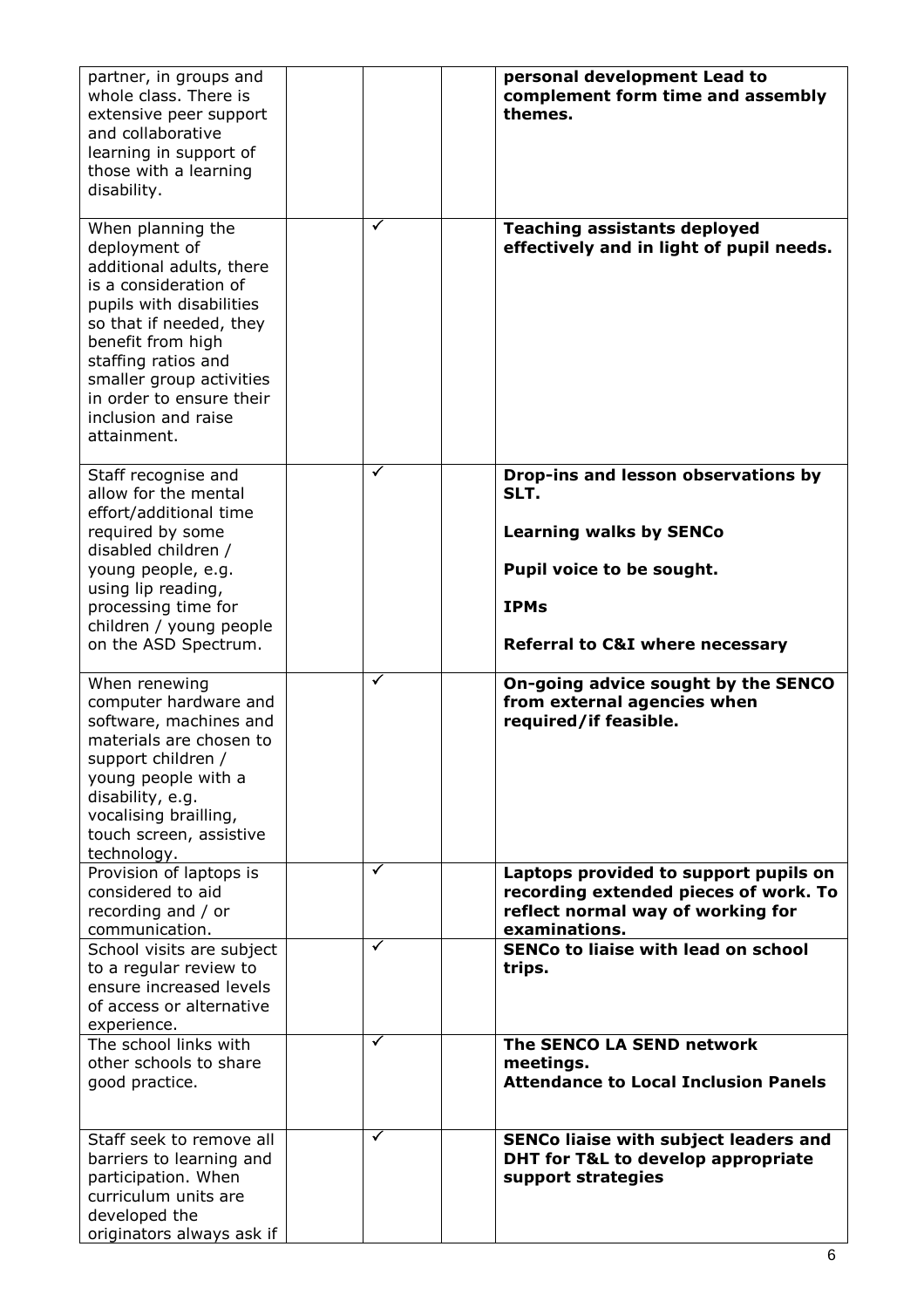| | | | |
|---|---|---|---|
| partner, in groups and whole class. There is extensive peer support and collaborative learning in support of those with a learning disability. | | | **personal development Lead to complement form time and assembly themes.** |
| When planning the deployment of additional adults, there is a consideration of pupils with disabilities so that if needed, they benefit from high staffing ratios and smaller group activities in order to ensure their inclusion and raise attainment. | ✓ | | **Teaching assistants deployed effectively and in light of pupil needs.** |
| Staff recognise and allow for the mental effort/additional time required by some disabled children / young people, e.g. using lip reading, processing time for children / young people on the ASD Spectrum. | ✓ | | **Drop-ins and lesson observations by SLT.**<br><br>**Learning walks by SENCo**<br><br>**Pupil voice to be sought.**<br><br>**IPMs**<br><br>**Referral to C&I where necessary** |
| When renewing computer hardware and software, machines and materials are chosen to support children / young people with a disability, e.g. vocalising brailling, touch screen, assistive technology. | ✓ | | **On-going advice sought by the SENCO from external agencies when required/if feasible.** |
| Provision of laptops is considered to aid recording and / or communication. | ✓ | | **Laptops provided to support pupils on recording extended pieces of work. To reflect normal way of working for examinations.** |
| School visits are subject to a regular review to ensure increased levels of access or alternative experience. | ✓ | | **SENCo to liaise with lead on school trips.** |
| The school links with other schools to share good practice. | ✓ | | **The SENCO LA SEND network meetings.**<br>**Attendance to Local Inclusion Panels** |
| Staff seek to remove all barriers to learning and participation. When curriculum units are developed the originators always ask if | ✓ | | **SENCo liaise with subject leaders and DHT for T&L to develop appropriate support strategies** |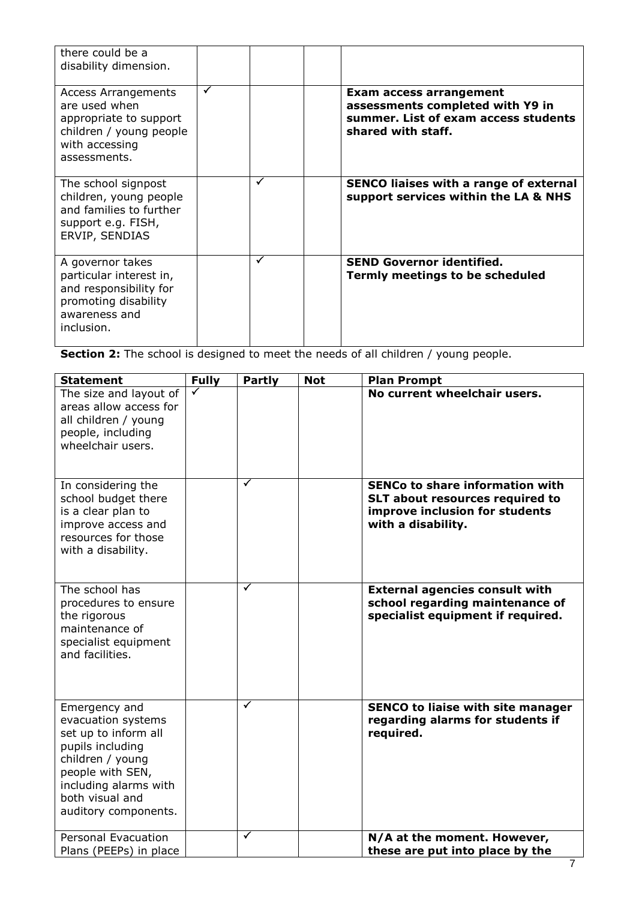| | | | | |
|---|---|---|---|---|
| there could be a disability dimension. | | | | |
| Access Arrangements are used when appropriate to support children / young people with accessing assessments. | ✓ | | | **Exam access arrangement assessments completed with Y9 in summer. List of exam access students shared with staff.** |
| The school signpost children, young people and families to further support e.g. FISH, ERVIP, SENDIAS | | ✓ | | **SENCO liaises with a range of external support services within the LA & NHS** |
| A governor takes particular interest in, and responsibility for promoting disability awareness and inclusion. | | ✓ | | **SEND Governor identified. Termly meetings to be scheduled** |

**Section 2:** The school is designed to meet the needs of all children / young people.

| Statement | Fully | Partly | Not | Plan Prompt |
|---|---|---|---|---|
| The size and layout of areas allow access for all children / young people, including wheelchair users. | ✓ | | | **No current wheelchair users.** |
| In considering the school budget there is a clear plan to improve access and resources for those with a disability. | | ✓ | | **SENCo to share information with SLT about resources required to improve inclusion for students with a disability.** |
| The school has procedures to ensure the rigorous maintenance of specialist equipment and facilities. | | ✓ | | **External agencies consult with school regarding maintenance of specialist equipment if required.** |
| Emergency and evacuation systems set up to inform all pupils including children / young people with SEN, including alarms with both visual and auditory components. | | ✓ | | **SENCO to liaise with site manager regarding alarms for students if required.** |
| Personal Evacuation Plans (PEEPs) in place | | ✓ | | **N/A at the moment. However, these are put into place by the** |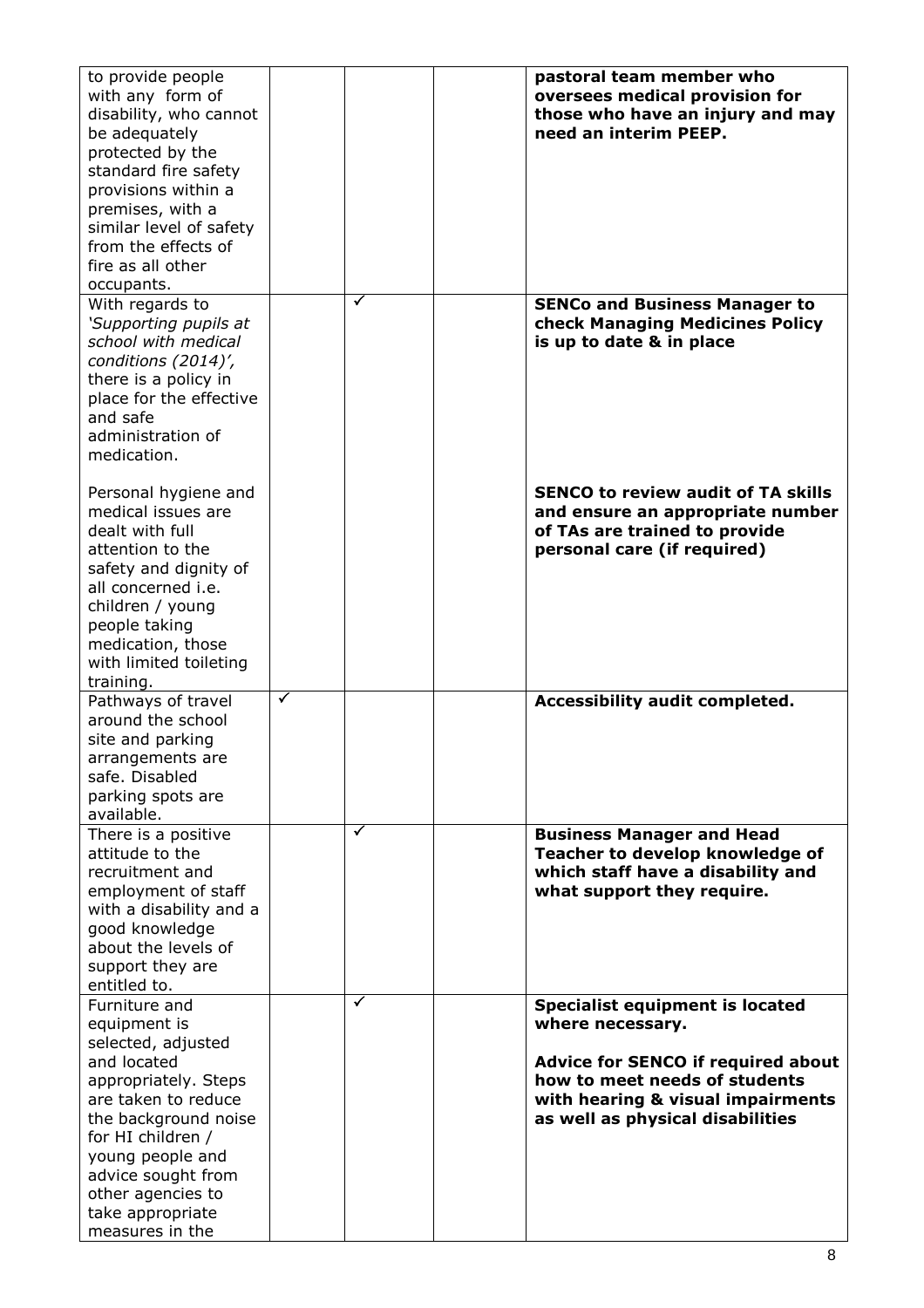| | | | | |
|---|---|---|---|---|
| to provide people with any form of disability, who cannot be adequately protected by the standard fire safety provisions within a premises, with a similar level of safety from the effects of fire as all other occupants. | | | | **pastoral team member who oversees medical provision for those who have an injury and may need an interim PEEP.** |
| With regards to *'Supporting pupils at school with medical conditions (2014)'*, there is a policy in place for the effective and safe administration of medication.<br><br>Personal hygiene and medical issues are dealt with full attention to the safety and dignity of all concerned i.e. children / young people taking medication, those with limited toileting training. | | ✓ | | **SENCo and Business Manager to check Managing Medicines Policy is up to date & in place**<br><br>**SENCO to review audit of TA skills and ensure an appropriate number of TAs are trained to provide personal care (if required)** |
| Pathways of travel around the school site and parking arrangements are safe. Disabled parking spots are available. | ✓ | | | **Accessibility audit completed.** |
| There is a positive attitude to the recruitment and employment of staff with a disability and a good knowledge about the levels of support they are entitled to. | | ✓ | | **Business Manager and Head Teacher to develop knowledge of which staff have a disability and what support they require.** |
| Furniture and equipment is selected, adjusted and located appropriately. Steps are taken to reduce the background noise for HI children / young people and advice sought from other agencies to take appropriate measures in the | | ✓ | | **Specialist equipment is located where necessary.**<br><br>**Advice for SENCO if required about how to meet needs of students with hearing & visual impairments as well as physical disabilities** |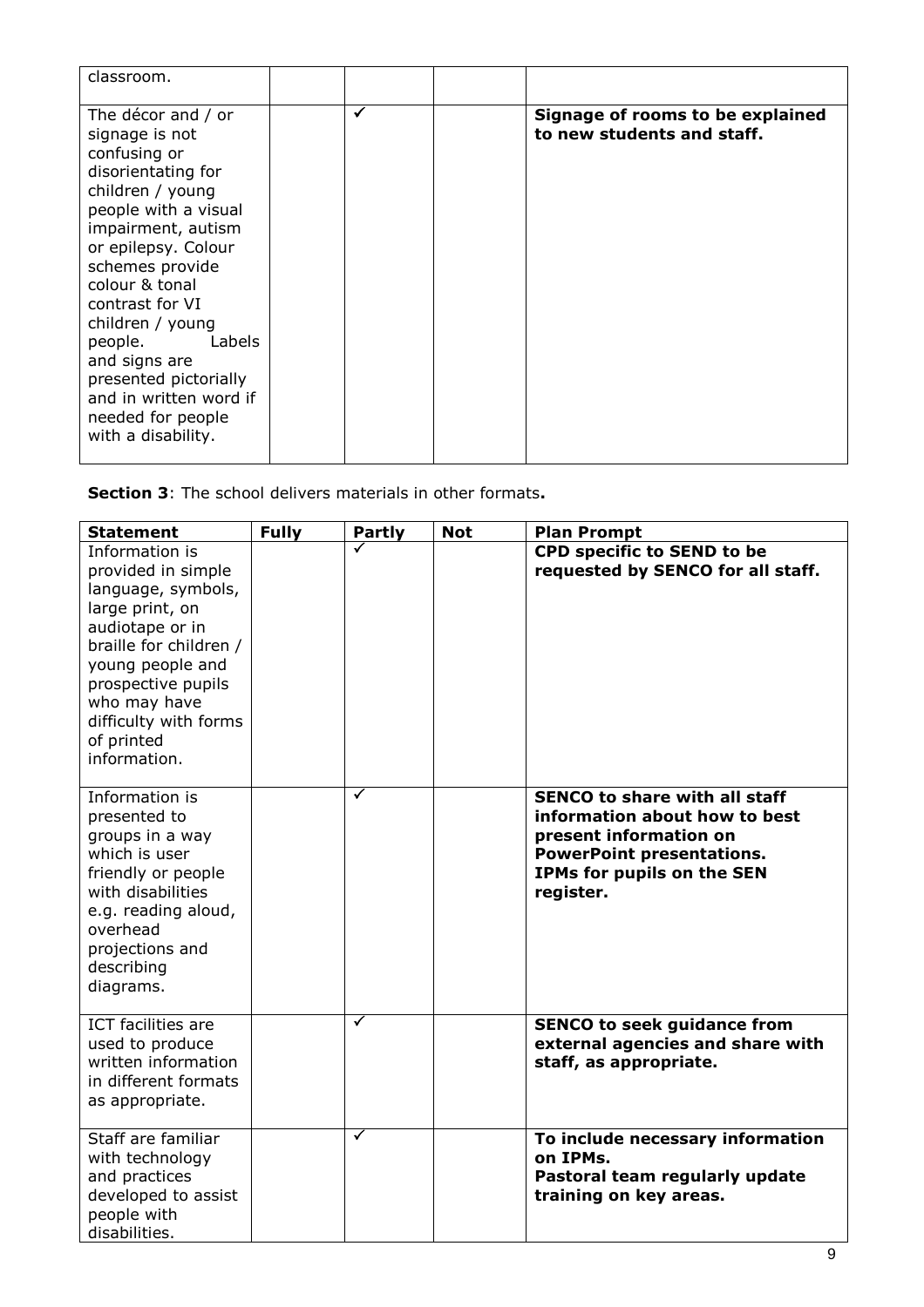| | | | | |
|---|---|---|---|---|
| classroom. | | | | |
| The décor and / or signage is not confusing or disorientating for children / young people with a visual impairment, autism or epilepsy. Colour schemes provide colour & tonal contrast for VI children / young people. Labels and signs are presented pictorially and in written word if needed for people with a disability. | | ✓ | | **Signage of rooms to be explained to new students and staff.** |

**Section 3**: The school delivers materials in other formats**.**

| Statement | Fully | Partly | Not | Plan Prompt |
|---|---|---|---|---|
| Information is provided in simple language, symbols, large print, on audiotape or in braille for children / young people and prospective pupils who may have difficulty with forms of printed information. | | ✓ | | **CPD specific to SEND to be requested by SENCO for all staff.** |
| Information is presented to groups in a way which is user friendly or people with disabilities e.g. reading aloud, overhead projections and describing diagrams. | | ✓ | | **SENCO to share with all staff information about how to best present information on PowerPoint presentations. IPMs for pupils on the SEN register.** |
| ICT facilities are used to produce written information in different formats as appropriate. | | ✓ | | **SENCO to seek guidance from external agencies and share with staff, as appropriate.** |
| Staff are familiar with technology and practices developed to assist people with disabilities. | | ✓ | | **To include necessary information on IPMs. Pastoral team regularly update training on key areas.** |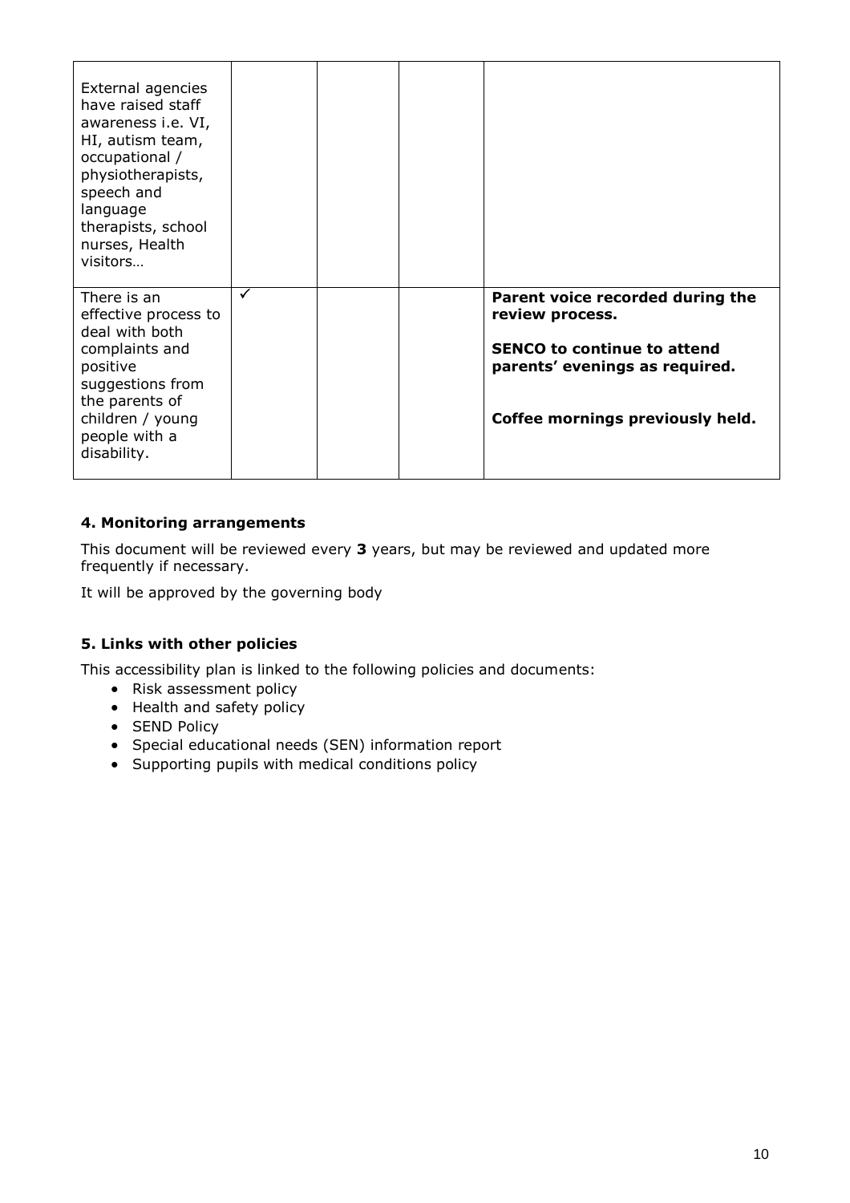| | | | | |
|---|---|---|---|---|
| External agencies have raised staff awareness i.e. VI, HI, autism team, occupational / physiotherapists, speech and language therapists, school nurses, Health visitors… | | | | |
| There is an effective process to deal with both complaints and positive suggestions from the parents of children / young people with a disability. | ✓ | | | **Parent voice recorded during the review process.**<br><br>**SENCO to continue to attend parents' evenings as required.**<br><br>**Coffee mornings previously held.** |

### 4. Monitoring arrangements

This document will be reviewed every **3** years, but may be reviewed and updated more frequently if necessary.

It will be approved by the governing body

### 5. Links with other policies

This accessibility plan is linked to the following policies and documents:

- Risk assessment policy
- Health and safety policy
- SEND Policy
- Special educational needs (SEN) information report
- Supporting pupils with medical conditions policy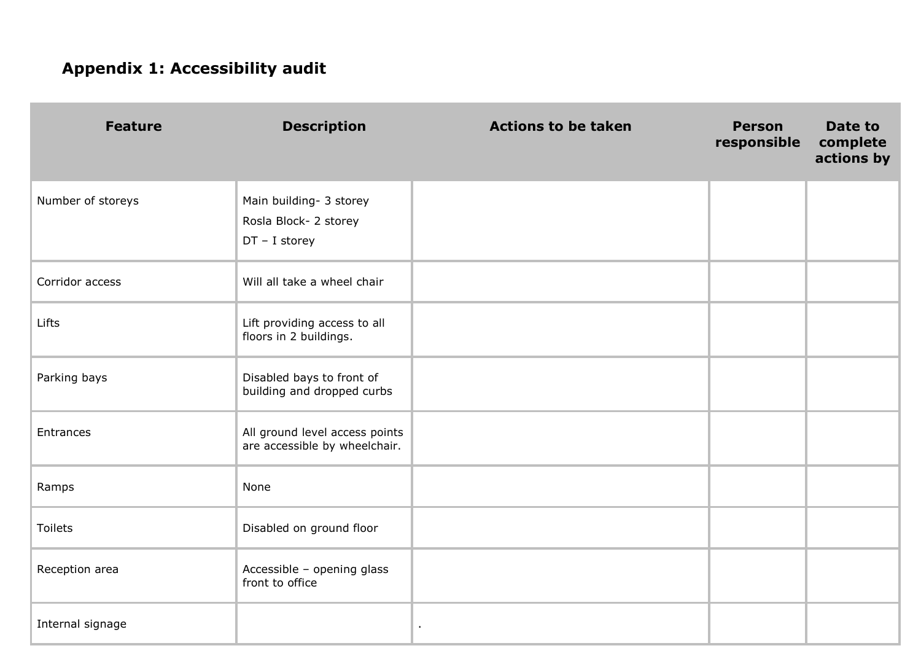## Appendix 1: Accessibility audit

| Feature | Description | Actions to be taken | Person responsible | Date to complete actions by |
|---|---|---|---|---|
| Number of storeys | Main building- 3 storey<br>Rosla Block- 2 storey<br>DT – I storey | | | |
| Corridor access | Will all take a wheel chair | | | |
| Lifts | Lift providing access to all floors in 2 buildings. | | | |
| Parking bays | Disabled bays to front of building and dropped curbs | | | |
| Entrances | All ground level access points are accessible by wheelchair. | | | |
| Ramps | None | | | |
| Toilets | Disabled on ground floor | | | |
| Reception area | Accessible – opening glass front to office | | | |
| Internal signage | | . | | |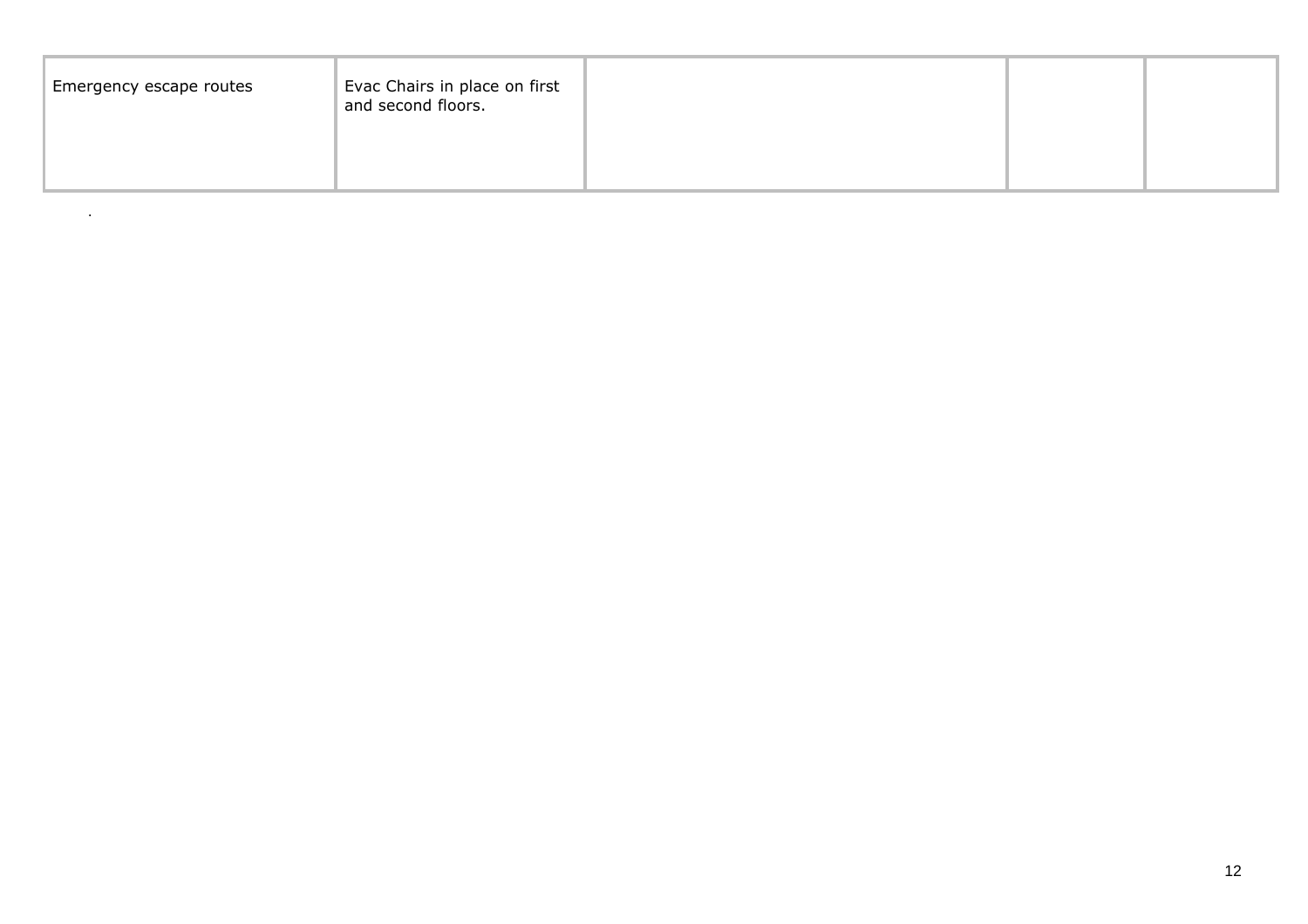| | | | | |
|---|---|---|---|---|
| Emergency escape routes | Evac Chairs in place on first and second floors. | | | |

.